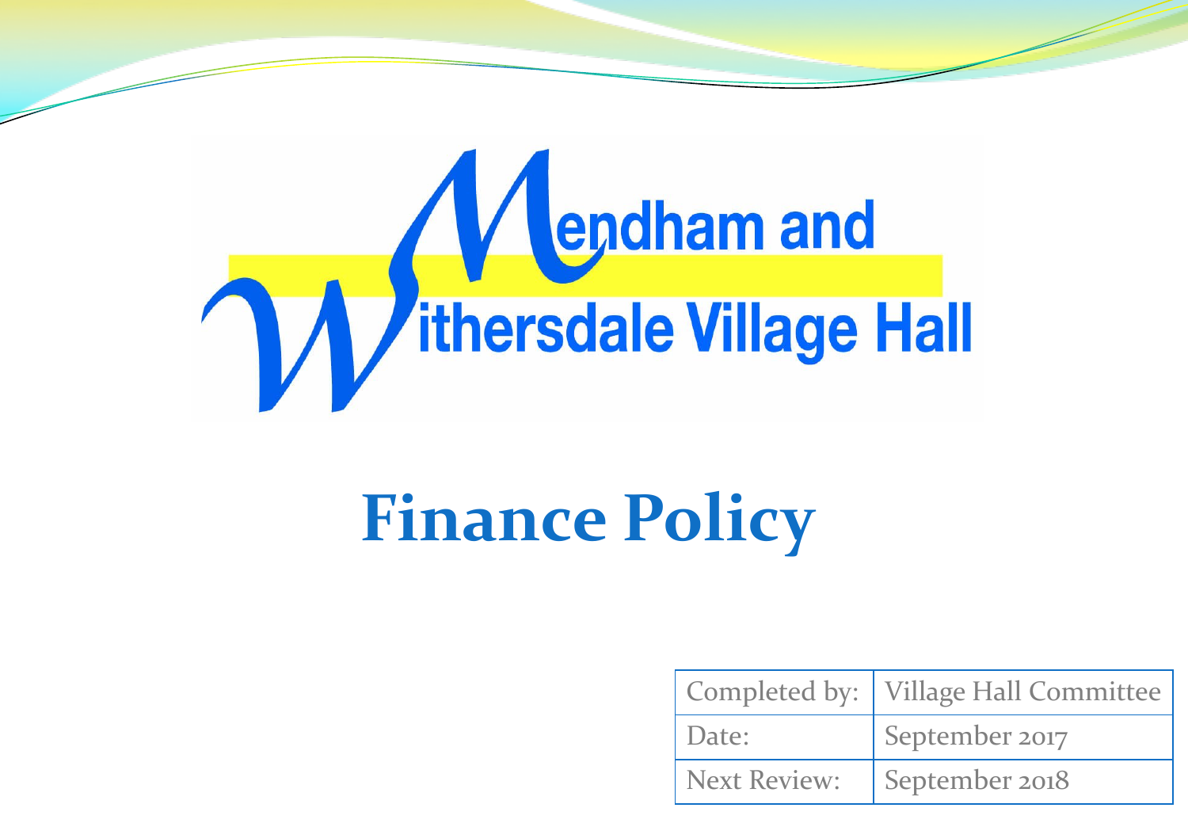Mendham and Withersdale Village Hall

# Finance Policy

| Completed by: | Village Hall Committee |
| --- | --- |
| Date: | September 2017 |
| Next Review: | September 2018 |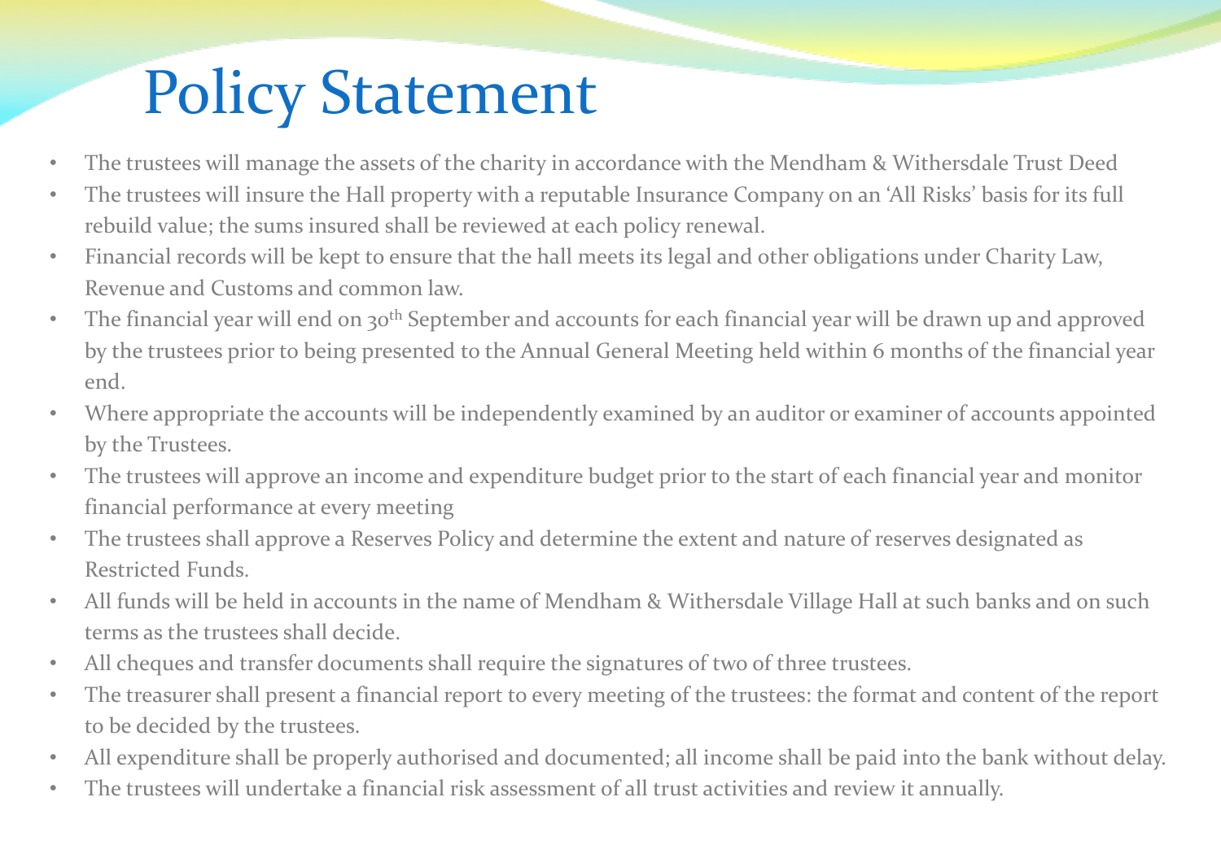# Policy Statement

- The trustees will manage the assets of the charity in accordance with the Mendham & Withersdale Trust Deed
- The trustees will insure the Hall property with a reputable Insurance Company on an 'All Risks' basis for its full rebuild value; the sums insured shall be reviewed at each policy renewal.
- Financial records will be kept to ensure that the hall meets its legal and other obligations under Charity Law, Revenue and Customs and common law.
- The financial year will end on 30th September and accounts for each financial year will be drawn up and approved by the trustees prior to being presented to the Annual General Meeting held within 6 months of the financial year end.
- Where appropriate the accounts will be independently examined by an auditor or examiner of accounts appointed by the Trustees.
- The trustees will approve an income and expenditure budget prior to the start of each financial year and monitor financial performance at every meeting
- The trustees shall approve a Reserves Policy and determine the extent and nature of reserves designated as Restricted Funds.
- All funds will be held in accounts in the name of Mendham & Withersdale Village Hall at such banks and on such terms as the trustees shall decide.
- All cheques and transfer documents shall require the signatures of two of three trustees.
- The treasurer shall present a financial report to every meeting of the trustees: the format and content of the report to be decided by the trustees.
- All expenditure shall be properly authorised and documented; all income shall be paid into the bank without delay.
- The trustees will undertake a financial risk assessment of all trust activities and review it annually.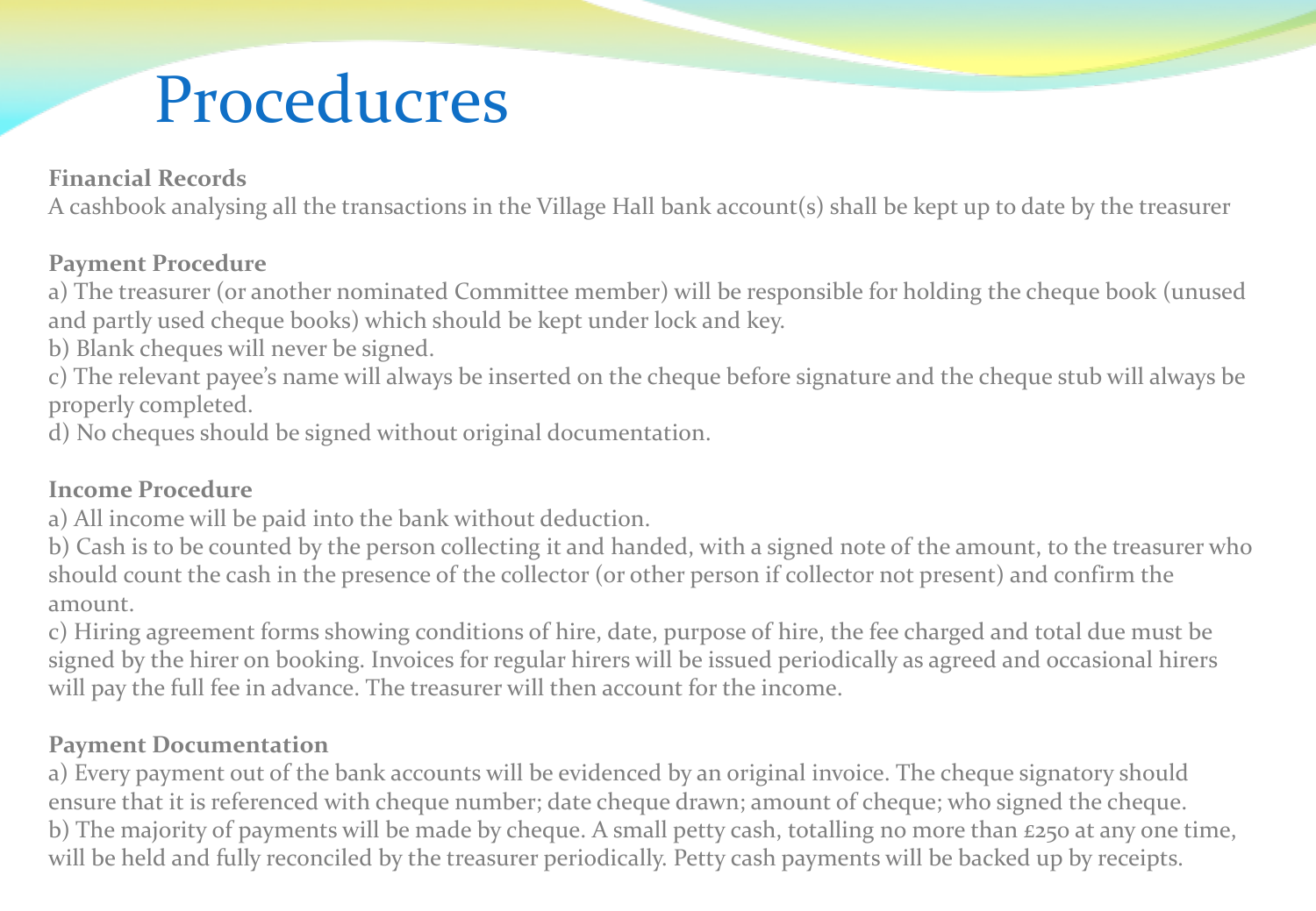# Proceducres

**Financial Records**

A cashbook analysing all the transactions in the Village Hall bank account(s) shall be kept up to date by the treasurer

**Payment Procedure**

a) The treasurer (or another nominated Committee member) will be responsible for holding the cheque book (unused and partly used cheque books) which should be kept under lock and key.

b) Blank cheques will never be signed.

c) The relevant payee's name will always be inserted on the cheque before signature and the cheque stub will always be properly completed.

d) No cheques should be signed without original documentation.

**Income Procedure**

a) All income will be paid into the bank without deduction.

b) Cash is to be counted by the person collecting it and handed, with a signed note of the amount, to the treasurer who should count the cash in the presence of the collector (or other person if collector not present) and confirm the amount.

c) Hiring agreement forms showing conditions of hire, date, purpose of hire, the fee charged and total due must be signed by the hirer on booking. Invoices for regular hirers will be issued periodically as agreed and occasional hirers will pay the full fee in advance. The treasurer will then account for the income.

**Payment Documentation**

a) Every payment out of the bank accounts will be evidenced by an original invoice. The cheque signatory should ensure that it is referenced with cheque number; date cheque drawn; amount of cheque; who signed the cheque.

b) The majority of payments will be made by cheque. A small petty cash, totalling no more than £250 at any one time, will be held and fully reconciled by the treasurer periodically. Petty cash payments will be backed up by receipts.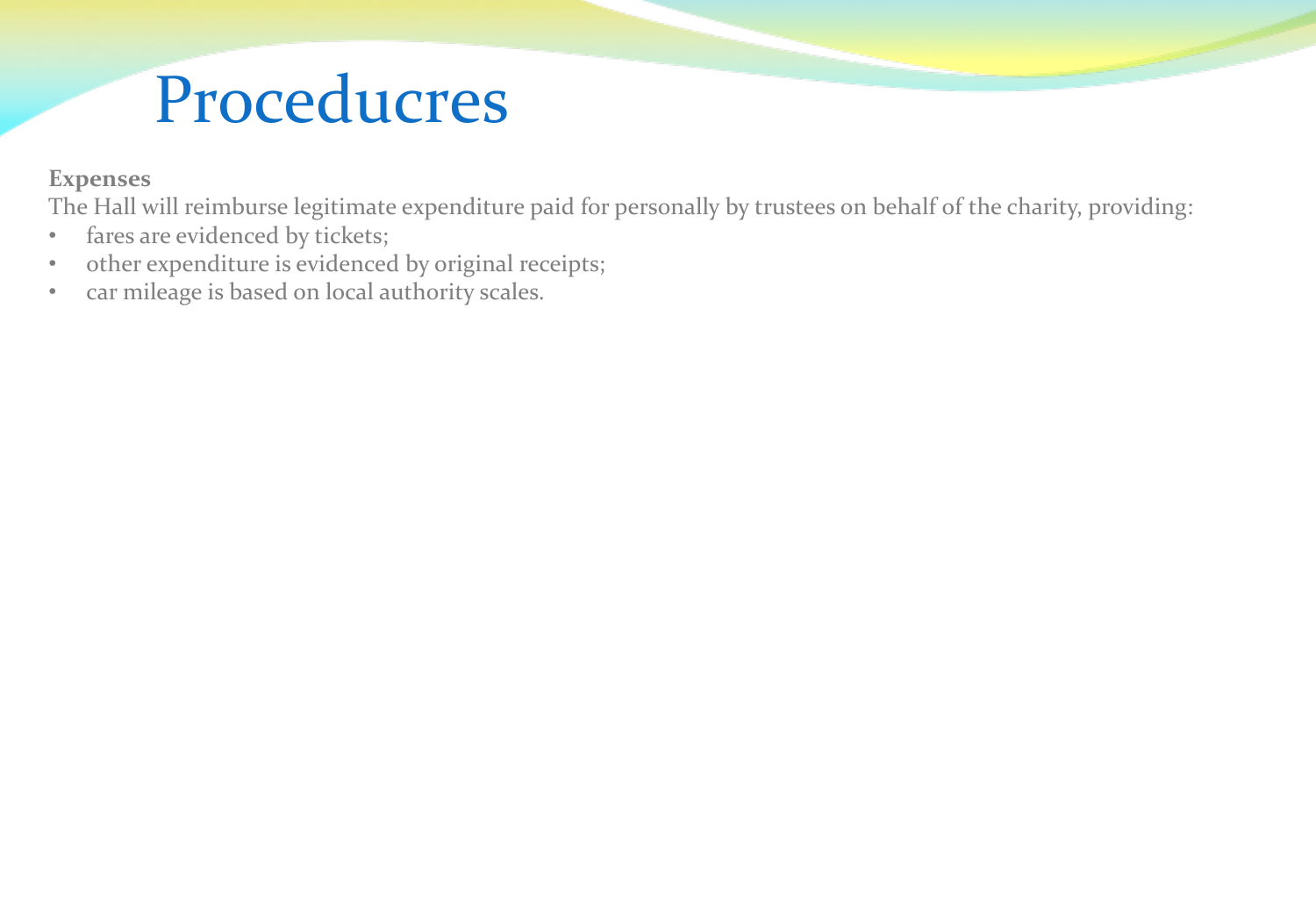# Proceducres

**Expenses**

The Hall will reimburse legitimate expenditure paid for personally by trustees on behalf of the charity, providing:

- fares are evidenced by tickets;
- other expenditure is evidenced by original receipts;
- car mileage is based on local authority scales.